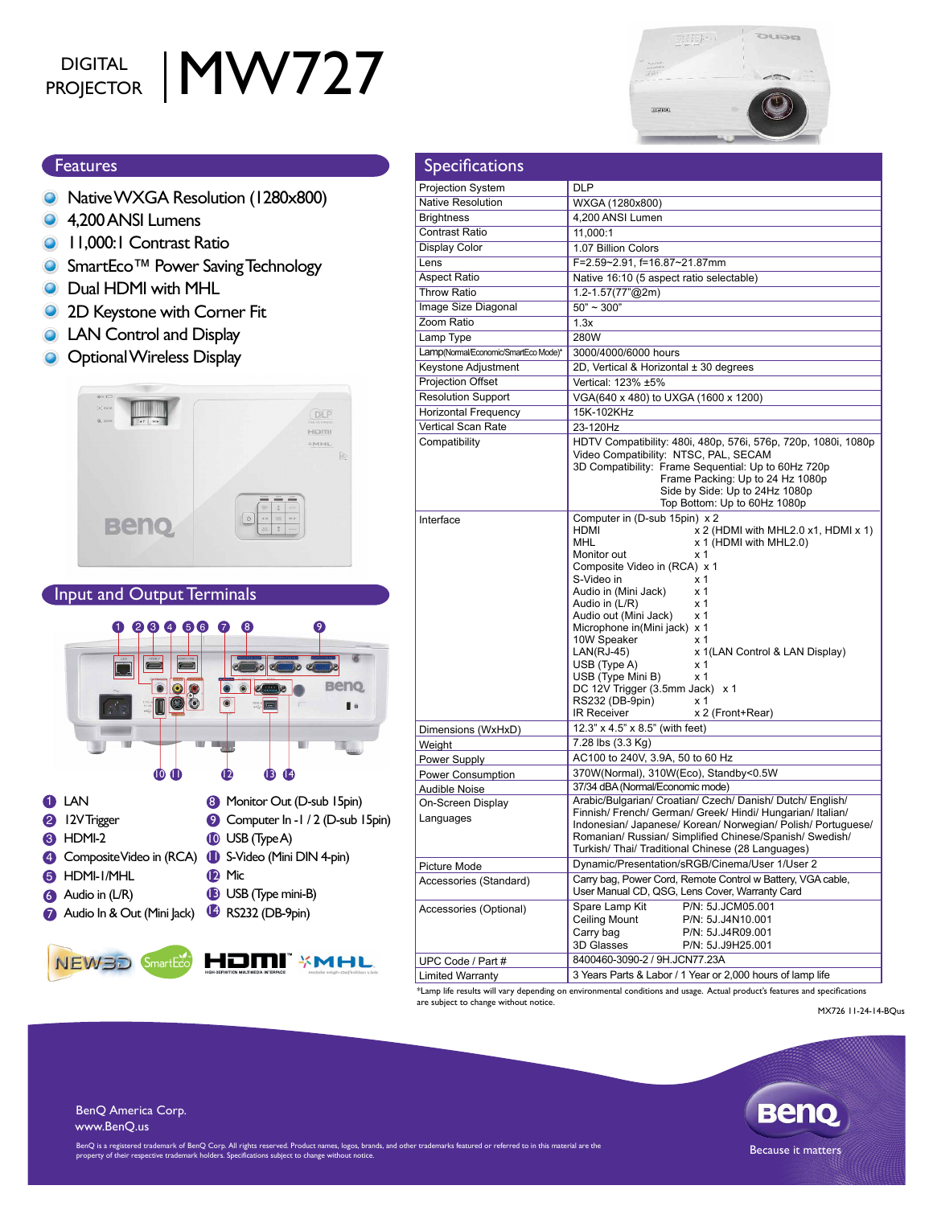# DIGITAL PROJECTOR | MW727

## Features

- Native WXGA Resolution (1280x800)
- 4,200 ANSI Lumens
- 11,000:1 Contrast Ratio
- SmartEco™ Power Saving Technology
- Dual HDMI with MHL
- 2D Keystone with Corner Fit
- LAN Control and Display
- Optional Wireless Display

## Input and Output Terminals

1. LAN
2. 12V Trigger
3. HDMI-2
4. Composite Video in (RCA)
5. HDMI-1/MHL
6. Audio in (L/R)
7. Audio In & Out (Mini Jack)
8. Monitor Out (D-sub 15pin)
9. Computer In -1 / 2 (D-sub 15pin)
10. USB (Type A)
11. S-Video (Mini DIN 4-pin)
12. Mic
13. USB (Type mini-B)
14. RS232 (DB-9pin)

## Specifications

| Specification | Value |
|---|---|
| Projection System | DLP |
| Native Resolution | WXGA (1280x800) |
| Brightness | 4,200 ANSI Lumen |
| Contrast Ratio | 11,000:1 |
| Display Color | 1.07 Billion Colors |
| Lens | F=2.59~2.91, f=16.87~21.87mm |
| Aspect Ratio | Native 16:10 (5 aspect ratio selectable) |
| Throw Ratio | 1.2-1.57(77"@2m) |
| Image Size Diagonal | 50" ~ 300" |
| Zoom Ratio | 1.3x |
| Lamp Type | 280W |
| Lamp(Normal/Economic/SmartEco Mode)* | 3000/4000/6000 hours |
| Keystone Adjustment | 2D, Vertical & Horizontal ± 30 degrees |
| Projection Offset | Vertical: 123% ±5% |
| Resolution Support | VGA(640 x 480) to UXGA (1600 x 1200) |
| Horizontal Frequency | 15K-102KHz |
| Vertical Scan Rate | 23-120Hz |
| Compatibility | HDTV Compatibility: 480i, 480p, 576i, 576p, 720p, 1080i, 1080p<br>Video Compatibility: NTSC, PAL, SECAM<br>3D Compatibility: Frame Sequential: Up to 60Hz 720p<br>Frame Packing: Up to 24 Hz 1080p<br>Side by Side: Up to 24Hz 1080p<br>Top Bottom: Up to 60Hz 1080p |
| Interface | Computer in (D-sub 15pin) x 2<br>HDMI x 2 (HDMI with MHL2.0 x1, HDMI x 1)<br>MHL x 1 (HDMI with MHL2.0)<br>Monitor out x 1<br>Composite Video in (RCA) x 1<br>S-Video in x 1<br>Audio in (Mini Jack) x 1<br>Audio in (L/R) x 1<br>Audio out (Mini Jack) x 1<br>Microphone in(Mini jack) x 1<br>10W Speaker x 1<br>LAN(RJ-45) x 1(LAN Control & LAN Display)<br>USB (Type A) x 1<br>USB (Type Mini B) x 1<br>DC 12V Trigger (3.5mm Jack) x 1<br>RS232 (DB-9pin) x 1<br>IR Receiver x 2 (Front+Rear) |
| Dimensions (WxHxD) | 12.3" x 4.5" x 8.5" (with feet) |
| Weight | 7.28 lbs (3.3 Kg) |
| Power Supply | AC100 to 240V, 3.9A, 50 to 60 Hz |
| Power Consumption | 370W(Normal), 310W(Eco), Standby<0.5W |
| Audible Noise | 37/34 dBA (Normal/Economic mode) |
| On-Screen Display Languages | Arabic/Bulgarian/ Croatian/ Czech/ Danish/ Dutch/ English/ Finnish/ French/ German/ Greek/ Hindi/ Hungarian/ Italian/ Indonesian/ Japanese/ Korean/ Norwegian/ Polish/ Portuguese/ Romanian/ Russian/ Simplified Chinese/Spanish/ Swedish/ Turkish/ Thai/ Traditional Chinese (28 Languages) |
| Picture Mode | Dynamic/Presentation/sRGB/Cinema/User 1/User 2 |
| Accessories (Standard) | Carry bag, Power Cord, Remote Control w Battery, VGA cable, User Manual CD, QSG, Lens Cover, Warranty Card |
| Accessories (Optional) | Spare Lamp Kit P/N: 5J.JCM05.001<br>Ceiling Mount P/N: 5J.J4N10.001<br>Carry bag P/N: 5J.J4R09.001<br>3D Glasses P/N: 5J.J9H25.001 |
| UPC Code / Part # | 8400460-3090-2 / 9H.JCN77.23A |
| Limited Warranty | 3 Years Parts & Labor / 1 Year or 2,000 hours of lamp life |

*Lamp life results will vary depending on environmental conditions and usage. Actual product's features and specifications are subject to change without notice.

MX726 11-24-14-BQus

BenQ America Corp.
www.BenQ.us

BenQ is a registered trademark of BenQ Corp. All rights reserved. Product names, logos, brands, and other trademarks featured or referred to in this material are the property of their respective trademark holders. Specifications subject to change without notice.

Because it matters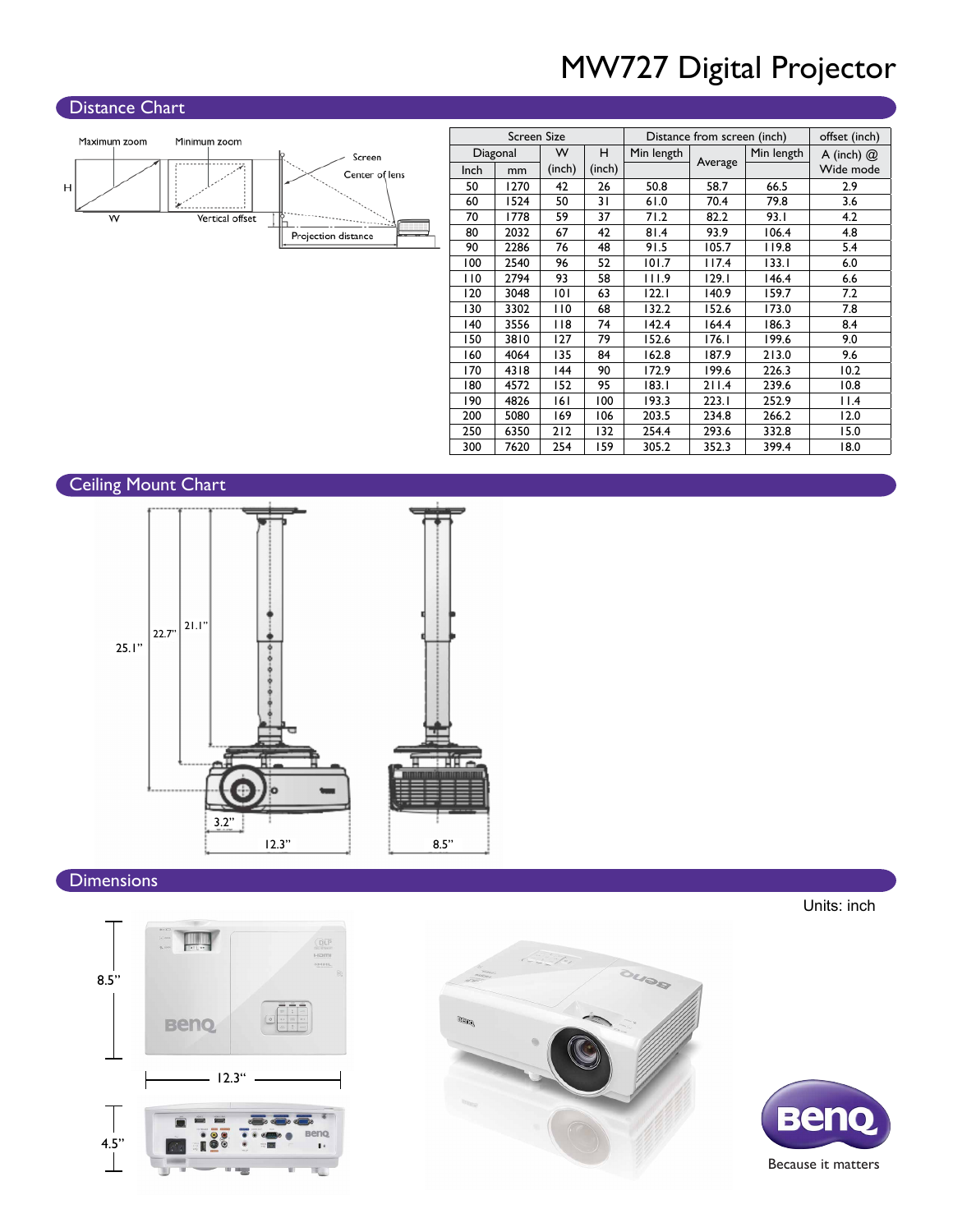# MW727 Digital Projector

## Distance Chart

Maximum zoom
Minimum zoom
H
W
Vertical offset
Screen
Center of lens
Projection distance

| Screen Size | | | | Distance from screen (inch) | | | offset (inch) |
|---|---|---|---|---|---|---|---|
| Diagonal | | W | H | Min length | Average | Min length | A (inch) @ Wide mode |
| Inch | mm | (inch) | (inch) | | | | |
| 50 | 1270 | 42 | 26 | 50.8 | 58.7 | 66.5 | 2.9 |
| 60 | 1524 | 50 | 31 | 61.0 | 70.4 | 79.8 | 3.6 |
| 70 | 1778 | 59 | 37 | 71.2 | 82.2 | 93.1 | 4.2 |
| 80 | 2032 | 67 | 42 | 81.4 | 93.9 | 106.4 | 4.8 |
| 90 | 2286 | 76 | 48 | 91.5 | 105.7 | 119.8 | 5.4 |
| 100 | 2540 | 96 | 52 | 101.7 | 117.4 | 133.1 | 6.0 |
| 110 | 2794 | 93 | 58 | 111.9 | 129.1 | 146.4 | 6.6 |
| 120 | 3048 | 101 | 63 | 122.1 | 140.9 | 159.7 | 7.2 |
| 130 | 3302 | 110 | 68 | 132.2 | 152.6 | 173.0 | 7.8 |
| 140 | 3556 | 118 | 74 | 142.4 | 164.4 | 186.3 | 8.4 |
| 150 | 3810 | 127 | 79 | 152.6 | 176.1 | 199.6 | 9.0 |
| 160 | 4064 | 135 | 84 | 162.8 | 187.9 | 213.0 | 9.6 |
| 170 | 4318 | 144 | 90 | 172.9 | 199.6 | 226.3 | 10.2 |
| 180 | 4572 | 152 | 95 | 183.1 | 211.4 | 239.6 | 10.8 |
| 190 | 4826 | 161 | 100 | 193.3 | 223.1 | 252.9 | 11.4 |
| 200 | 5080 | 169 | 106 | 203.5 | 234.8 | 266.2 | 12.0 |
| 250 | 6350 | 212 | 132 | 254.4 | 293.6 | 332.8 | 15.0 |
| 300 | 7620 | 254 | 159 | 305.2 | 352.3 | 399.4 | 18.0 |

## Ceiling Mount Chart

25.1"
22.7"
21.1"
3.2"
12.3"
8.5"

## Dimensions

Units: inch

8.5"
12.3"
4.5"

Because it matters